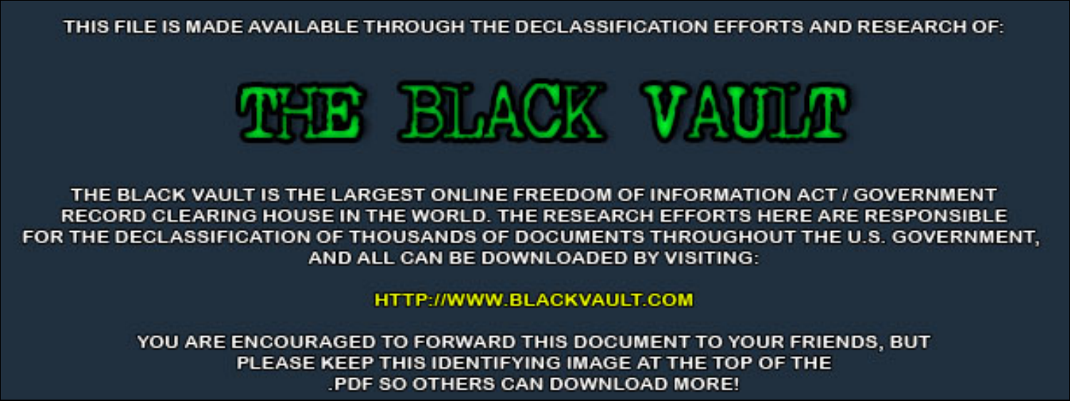THIS FILE IS MADE AVAILABLE THROUGH THE DECLASSIFICATION EFFORTS AND RESEARCH OF:

# THE BLACK VAULT

THE BLACK VAULT IS THE LARGEST ONLINE FREEDOM OF INFORMATION ACT / GOVERNMENT RECORD CLEARING HOUSE IN THE WORLD. THE RESEARCH EFFORTS HERE ARE RESPONSIBLE FOR THE DECLASSIFICATION OF THOUSANDS OF DOCUMENTS THROUGHOUT THE U.S. GOVERNMENT, AND ALL CAN BE DOWNLOADED BY VISITING:

HTTP://WWW.BLACKVAULT.COM

YOU ARE ENCOURAGED TO FORWARD THIS DOCUMENT TO YOUR FRIENDS, BUT PLEASE KEEP THIS IDENTIFYING IMAGE AT THE TOP OF THE .PDF SO OTHERS CAN DOWNLOAD MORE!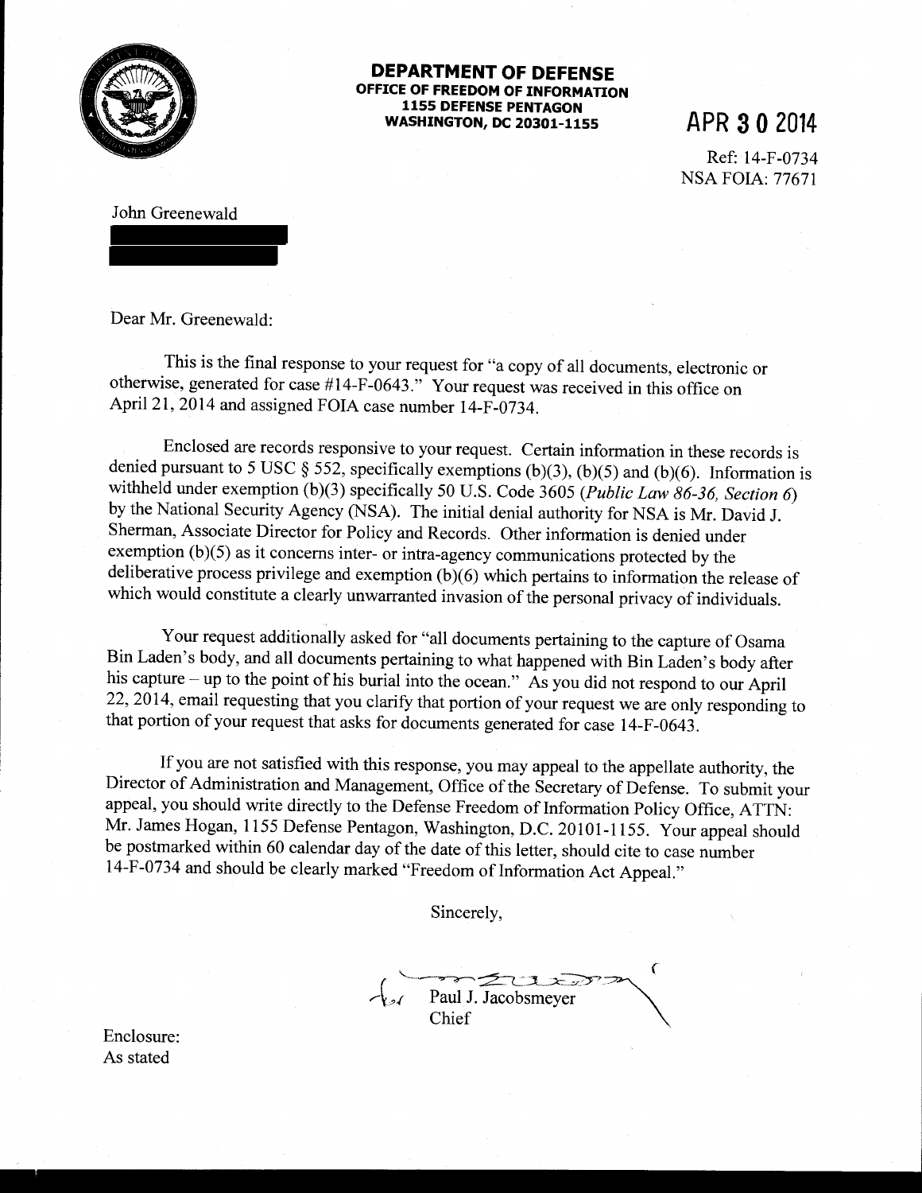**DEPARTMENT OF DEFENSE**
**OFFICE OF FREEDOM OF INFORMATION**
**1155 DEFENSE PENTAGON**
**WASHINGTON, DC 20301-1155**

**APR 30 2014**

Ref: 14-F-0734
NSA FOIA: 77671

John Greenewald

Dear Mr. Greenewald:

This is the final response to your request for "a copy of all documents, electronic or otherwise, generated for case #14-F-0643." Your request was received in this office on April 21, 2014 and assigned FOIA case number 14-F-0734.

Enclosed are records responsive to your request. Certain information in these records is denied pursuant to 5 USC § 552, specifically exemptions (b)(3), (b)(5) and (b)(6). Information is withheld under exemption (b)(3) specifically 50 U.S. Code 3605 (*Public Law 86-36, Section 6*) by the National Security Agency (NSA). The initial denial authority for NSA is Mr. David J. Sherman, Associate Director for Policy and Records. Other information is denied under exemption (b)(5) as it concerns inter- or intra-agency communications protected by the deliberative process privilege and exemption (b)(6) which pertains to information the release of which would constitute a clearly unwarranted invasion of the personal privacy of individuals.

Your request additionally asked for "all documents pertaining to the capture of Osama Bin Laden's body, and all documents pertaining to what happened with Bin Laden's body after his capture – up to the point of his burial into the ocean." As you did not respond to our April 22, 2014, email requesting that you clarify that portion of your request we are only responding to that portion of your request that asks for documents generated for case 14-F-0643.

If you are not satisfied with this response, you may appeal to the appellate authority, the Director of Administration and Management, Office of the Secretary of Defense. To submit your appeal, you should write directly to the Defense Freedom of Information Policy Office, ATTN: Mr. James Hogan, 1155 Defense Pentagon, Washington, D.C. 20101-1155. Your appeal should be postmarked within 60 calendar day of the date of this letter, should cite to case number 14-F-0734 and should be clearly marked "Freedom of Information Act Appeal."

Sincerely,

for Paul J. Jacobsmeyer
Chief

Enclosure:
As stated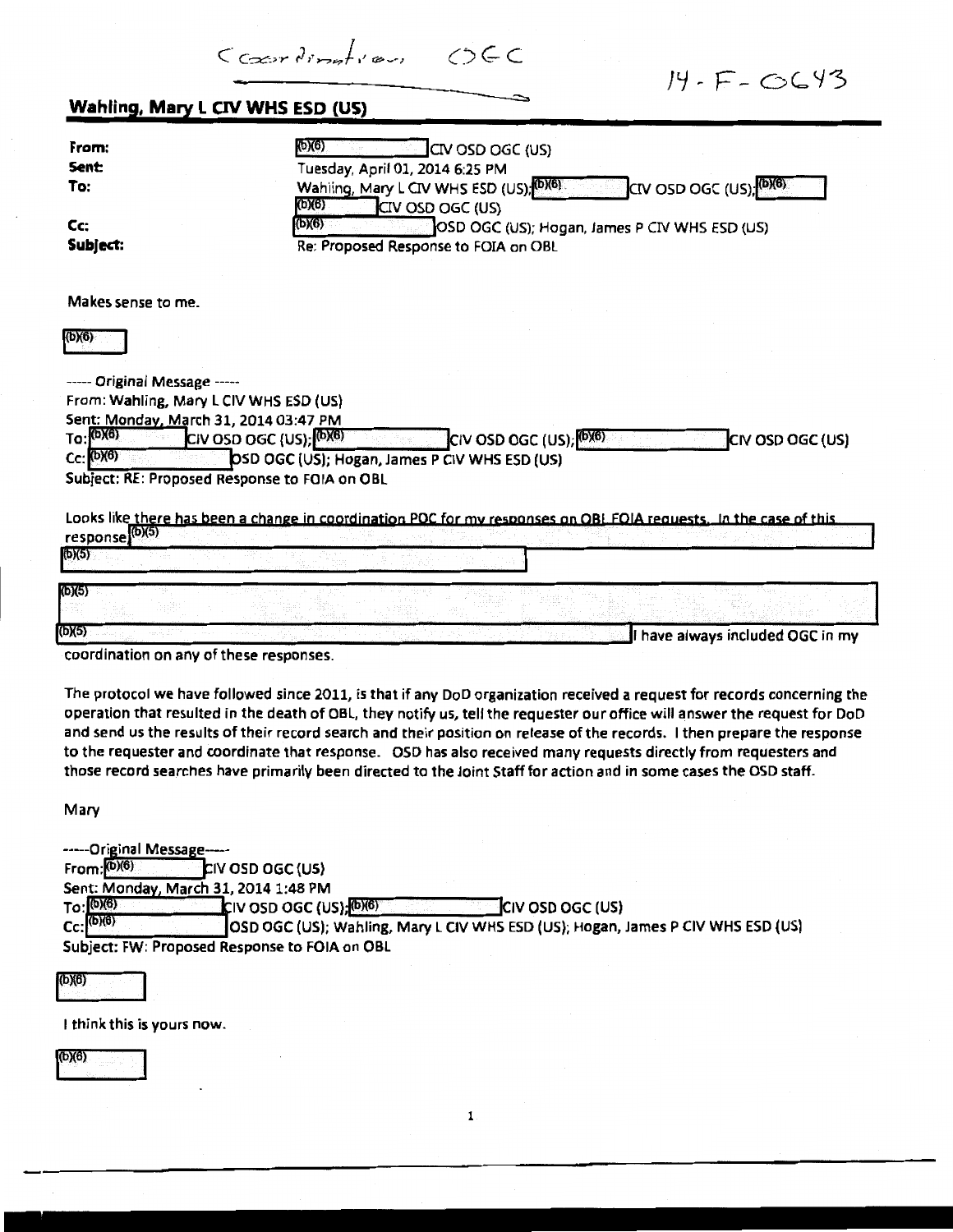Coordination OGC

14-F-0643

**Wahling, Mary L CIV WHS ESD (US)**

| | |
|---|---|
| **From:** | (b)(6) CIV OSD OGC (US) |
| **Sent:** | Tuesday, April 01, 2014 6:25 PM |
| **To:** | Wahling, Mary L CIV WHS ESD (US); (b)(6) CIV OSD OGC (US); (b)(6) (b)(6) CIV OSD OGC (US) |
| **Cc:** | (b)(6) OSD OGC (US); Hogan, James P CIV WHS ESD (US) |
| **Subject:** | Re: Proposed Response to FOIA on OBL |

Makes sense to me.

(b)(6)

----- Original Message -----
From: Wahling, Mary L CIV WHS ESD (US)
Sent: Monday, March 31, 2014 03:47 PM
To: (b)(6) CIV OSD OGC (US); (b)(6) CIV OSD OGC (US); (b)(6) CIV OSD OGC (US)
Cc: (b)(6) OSD OGC (US); Hogan, James P CIV WHS ESD (US)
Subject: RE: Proposed Response to FOIA on OBL

Looks like there has been a change in coordination POC for my responses on OBL FOIA requests. In the case of this response (b)(5)
(b)(5)

(b)(5)

(b)(5) I have always included OGC in my coordination on any of these responses.

The protocol we have followed since 2011, is that if any DoD organization received a request for records concerning the operation that resulted in the death of OBL, they notify us, tell the requester our office will answer the request for DoD and send us the results of their record search and their position on release of the records. I then prepare the response to the requester and coordinate that response. OSD has also received many requests directly from requesters and those record searches have primarily been directed to the Joint Staff for action and in some cases the OSD staff.

Mary

-----Original Message-----
From: (b)(6) CIV OSD OGC (US)
Sent: Monday, March 31, 2014 1:48 PM
To: (b)(6) CIV OSD OGC (US); (b)(6) CIV OSD OGC (US)
Cc: (b)(6) OSD OGC (US); Wahling, Mary L CIV WHS ESD (US); Hogan, James P CIV WHS ESD (US)
Subject: FW: Proposed Response to FOIA on OBL

(b)(6)

I think this is yours now.

(b)(6)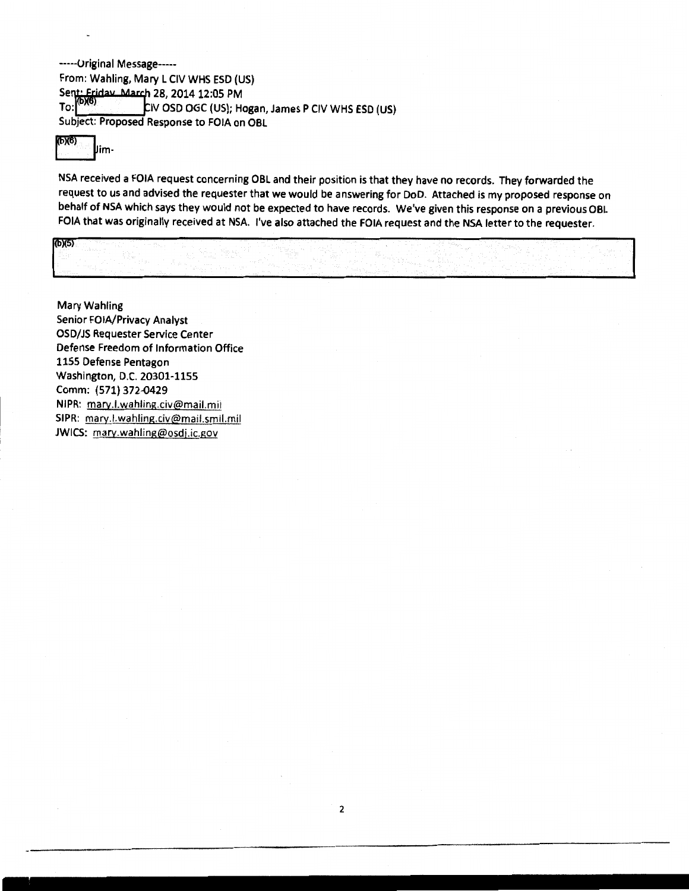-----Original Message-----
From: Wahling, Mary L CIV WHS ESD (US)
Sent: Friday, March 28, 2014 12:05 PM
To: (b)(6) CIV OSD OGC (US); Hogan, James P CIV WHS ESD (US)
Subject: Proposed Response to FOIA on OBL

(b)(6) Jim-

NSA received a FOIA request concerning OBL and their position is that they have no records. They forwarded the request to us and advised the requester that we would be answering for DoD. Attached is my proposed response on behalf of NSA which says they would not be expected to have records. We've given this response on a previous OBL FOIA that was originally received at NSA. I've also attached the FOIA request and the NSA letter to the requester.

(b)(5)

Mary Wahling
Senior FOIA/Privacy Analyst
OSD/JS Requester Service Center
Defense Freedom of Information Office
1155 Defense Pentagon
Washington, D.C. 20301-1155
Comm: (571) 372-0429
NIPR: mary.l.wahling.civ@mail.mil
SIPR: mary.l.wahling.civ@mail.smil.mil
JWICS: mary.wahling@osdj.ic.gov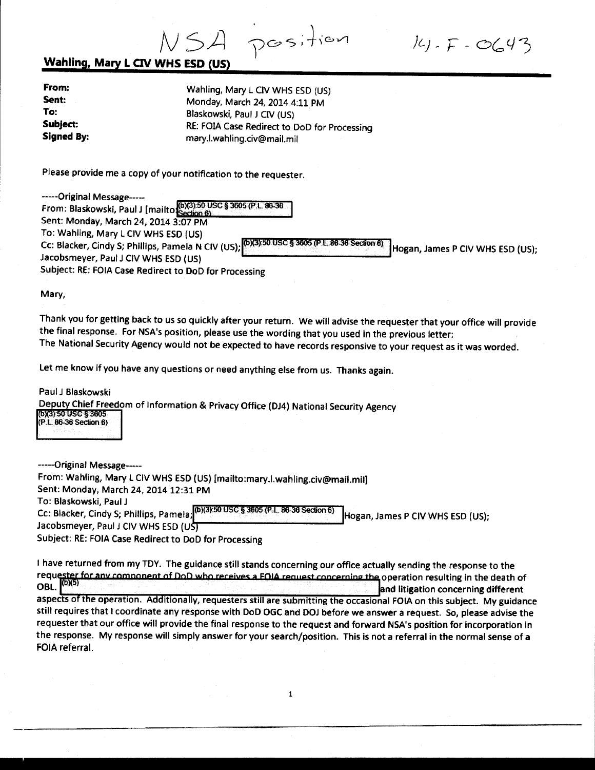NSA position                14-F-0643

**Wahling, Mary L CIV WHS ESD (US)**

| | |
|---|---|
| **From:** | Wahling, Mary L CIV WHS ESD (US) |
| **Sent:** | Monday, March 24, 2014 4:11 PM |
| **To:** | Blaskowski, Paul J CIV (US) |
| **Subject:** | RE: FOIA Case Redirect to DoD for Processing |
| **Signed By:** | mary.l.wahling.civ@mail.mil |

Please provide me a copy of your notification to the requester.

-----Original Message-----
From: Blaskowski, Paul J [mailto:(b)(3):50 USC § 3605 (P.L. 86-36 Section 6)]
Sent: Monday, March 24, 2014 3:07 PM
To: Wahling, Mary L CIV WHS ESD (US)
Cc: Blacker, Cindy S; Phillips, Pamela N CIV (US); (b)(3):50 USC § 3605 (P.L. 86-36 Section 6) Hogan, James P CIV WHS ESD (US); Jacobsmeyer, Paul J CIV WHS ESD (US)
Subject: RE: FOIA Case Redirect to DoD for Processing

Mary,

Thank you for getting back to us so quickly after your return. We will advise the requester that your office will provide the final response. For NSA's position, please use the wording that you used in the previous letter:
The National Security Agency would not be expected to have records responsive to your request as it was worded.

Let me know if you have any questions or need anything else from us. Thanks again.

Paul J Blaskowski
Deputy Chief Freedom of Information & Privacy Office (DJ4) National Security Agency
(b)(3):50 USC § 3605 (P.L. 86-36 Section 6)

-----Original Message-----
From: Wahling, Mary L CIV WHS ESD (US) [mailto:mary.l.wahling.civ@mail.mil]
Sent: Monday, March 24, 2014 12:31 PM
To: Blaskowski, Paul J
Cc: Blacker, Cindy S; Phillips, Pamela; (b)(3):50 USC § 3605 (P.L. 86-36 Section 6) Hogan, James P CIV WHS ESD (US); Jacobsmeyer, Paul J CIV WHS ESD (US)
Subject: RE: FOIA Case Redirect to DoD for Processing

I have returned from my TDY. The guidance still stands concerning our office actually sending the response to the requester for any component of DoD who receives a FOIA request concerning the operation resulting in the death of OBL. (b)(5) and litigation concerning different aspects of the operation. Additionally, requesters still are submitting the occasional FOIA on this subject. My guidance still requires that I coordinate any response with DoD OGC and DOJ before we answer a request. So, please advise the requester that our office will provide the final response to the request and forward NSA's position for incorporation in the response. My response will simply answer for your search/position. This is not a referral in the normal sense of a FOIA referral.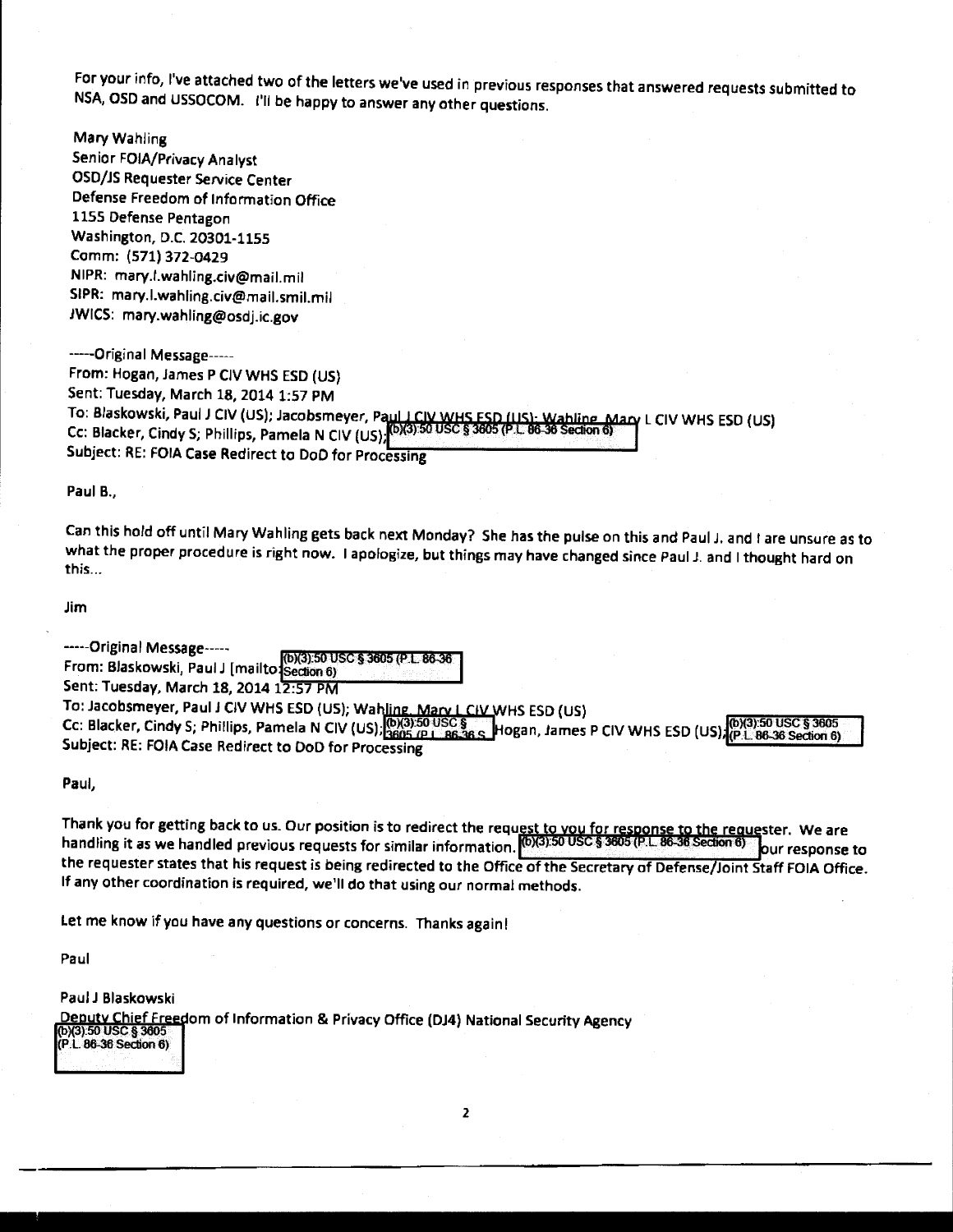For your info, I've attached two of the letters we've used in previous responses that answered requests submitted to NSA, OSD and USSOCOM. I'll be happy to answer any other questions.

Mary Wahling
Senior FOIA/Privacy Analyst
OSD/JS Requester Service Center
Defense Freedom of Information Office
1155 Defense Pentagon
Washington, D.C. 20301-1155
Comm: (571) 372-0429
NIPR: mary.l.wahling.civ@mail.mil
SIPR: mary.l.wahling.civ@mail.smil.mil
JWICS: mary.wahling@osdj.ic.gov

-----Original Message-----
From: Hogan, James P CIV WHS ESD (US)
Sent: Tuesday, March 18, 2014 1:57 PM
To: Blaskowski, Paul J CIV (US); Jacobsmeyer, Paul J CIV WHS ESD (US); Wahling, Mary L CIV WHS ESD (US)
Cc: Blacker, Cindy S; Phillips, Pamela N CIV (US); (b)(3):50 USC § 3605 (P.L. 86-36 Section 6)
Subject: RE: FOIA Case Redirect to DoD for Processing

Paul B.,

Can this hold off until Mary Wahling gets back next Monday? She has the pulse on this and Paul J. and I are unsure as to what the proper procedure is right now. I apologize, but things may have changed since Paul J. and I thought hard on this...

Jim

-----Original Message-----
From: Blaskowski, Paul J [mailto: (b)(3):50 USC § 3605 (P.L. 86-36 Section 6)
Sent: Tuesday, March 18, 2014 12:57 PM
To: Jacobsmeyer, Paul J CIV WHS ESD (US); Wahling, Mary L CIV WHS ESD (US)
Cc: Blacker, Cindy S; Phillips, Pamela N CIV (US); (b)(3):50 USC § 3605 (P.L. 86-36 S Hogan, James P CIV WHS ESD (US); (b)(3):50 USC § 3605 (P.L. 86-36 Section 6)
Subject: RE: FOIA Case Redirect to DoD for Processing

Paul,

Thank you for getting back to us. Our position is to redirect the request to you for response to the requester. We are handling it as we handled previous requests for similar information. (b)(3):50 USC § 3605 (P.L. 86-36 Section 6) our response to the requester states that his request is being redirected to the Office of the Secretary of Defense/Joint Staff FOIA Office. If any other coordination is required, we'll do that using our normal methods.

Let me know if you have any questions or concerns. Thanks again!

Paul

Paul J Blaskowski
Deputy Chief Freedom of Information & Privacy Office (DJ4) National Security Agency
(b)(3):50 USC § 3605 (P.L. 86-36 Section 6)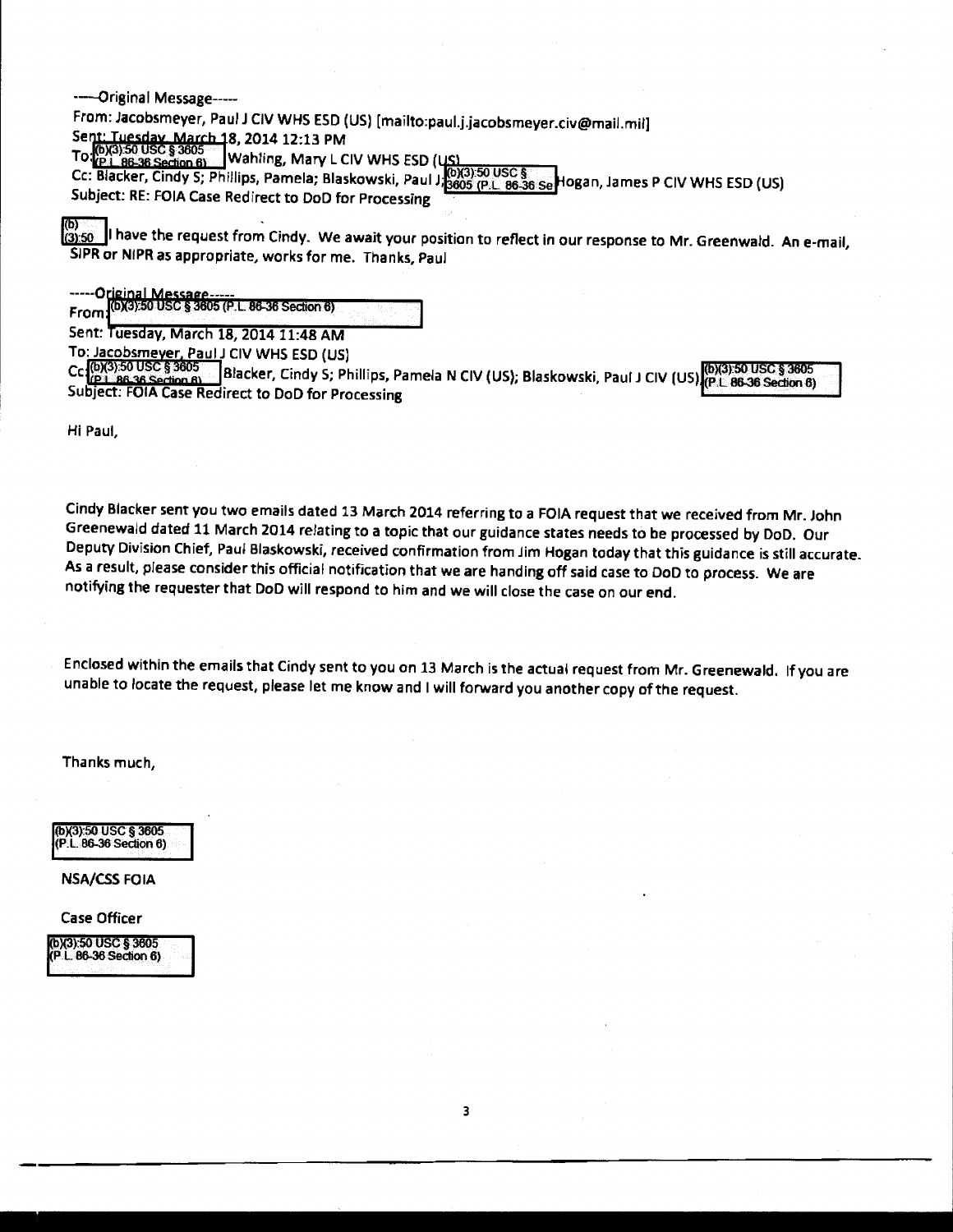-----Original Message-----
From: Jacobsmeyer, Paul J CIV WHS ESD (US) [mailto:paul.j.jacobsmeyer.civ@mail.mil]
Sent: Tuesday, March 18, 2014 12:13 PM
To: (b)(3):50 USC § 3605 (P.L. 86-36 Section 6) Wahling, Mary L CIV WHS ESD (US)
Cc: Blacker, Cindy S; Phillips, Pamela; Blaskowski, Paul J; (b)(3):50 USC § 3605 (P.L. 86-36 Se Hogan, James P CIV WHS ESD (US)
Subject: RE: FOIA Case Redirect to DoD for Processing

(b)(3):50 I have the request from Cindy. We await your position to reflect in our response to Mr. Greenwald. An e-mail, SIPR or NIPR as appropriate, works for me. Thanks, Paul

-----Original Message-----
From: (b)(3):50 USC § 3605 (P.L. 86-36 Section 6)
Sent: Tuesday, March 18, 2014 11:48 AM
To: Jacobsmeyer, Paul J CIV WHS ESD (US)
Cc: (b)(3):50 USC § 3605 (P.L. 86-36 Section 6) Blacker, Cindy S; Phillips, Pamela N CIV (US); Blaskowski, Paul J CIV (US); (b)(3):50 USC § 3605 (P.L. 86-36 Section 6)
Subject: FOIA Case Redirect to DoD for Processing

Hi Paul,

Cindy Blacker sent you two emails dated 13 March 2014 referring to a FOIA request that we received from Mr. John Greenewald dated 11 March 2014 relating to a topic that our guidance states needs to be processed by DoD. Our Deputy Division Chief, Paul Blaskowski, received confirmation from Jim Hogan today that this guidance is still accurate. As a result, please consider this official notification that we are handing off said case to DoD to process. We are notifying the requester that DoD will respond to him and we will close the case on our end.

Enclosed within the emails that Cindy sent to you on 13 March is the actual request from Mr. Greenewald. If you are unable to locate the request, please let me know and I will forward you another copy of the request.

Thanks much,

(b)(3):50 USC § 3605 (P.L. 86-36 Section 6)

NSA/CSS FOIA

Case Officer

(b)(3):50 USC § 3605 (P.L. 86-36 Section 6)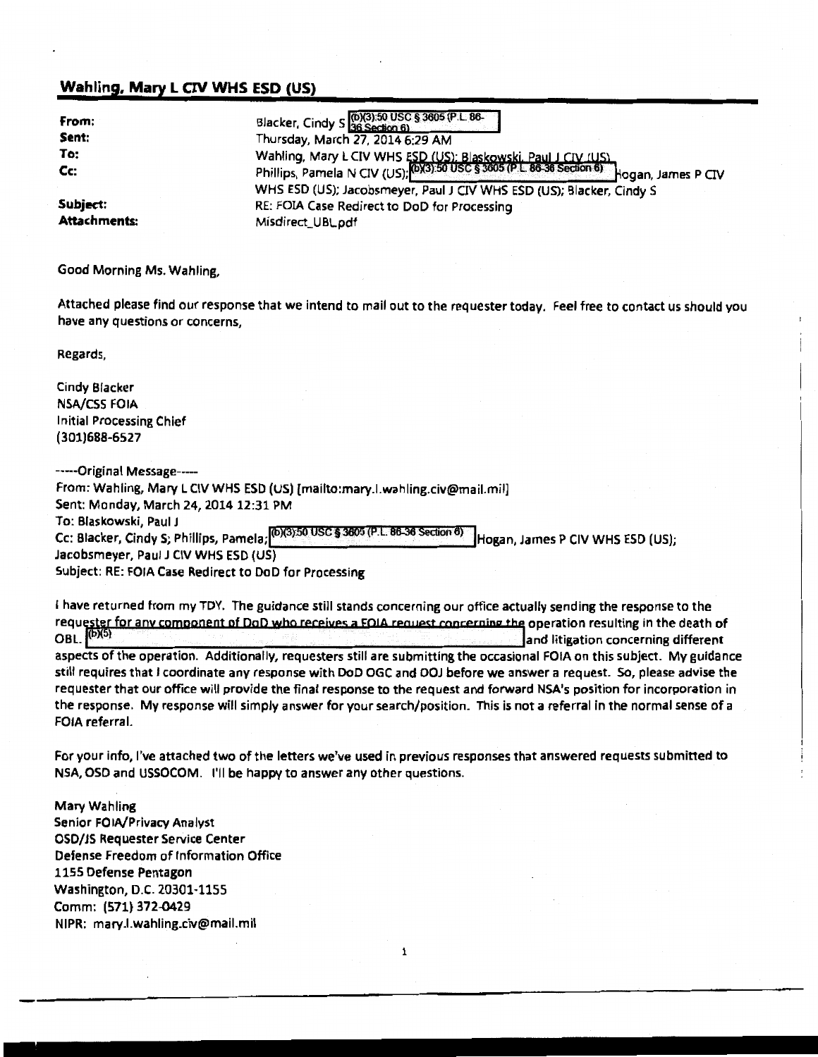## Wahling, Mary L CIV WHS ESD (US)

| | |
|---|---|
| **From:** | Blacker, Cindy S (b)(3):50 USC § 3605 (P.L. 86-36 Section 6) |
| **Sent:** | Thursday, March 27, 2014 6:29 AM |
| **To:** | Wahling, Mary L CIV WHS ESD (US); Blaskowski, Paul J CIV (US) |
| **Cc:** | Phillips, Pamela N CIV (US); (b)(3):50 USC § 3605 (P.L. 86-36 Section 6) Hogan, James P CIV WHS ESD (US); Jacobsmeyer, Paul J CIV WHS ESD (US); Blacker, Cindy S |
| **Subject:** | RE: FOIA Case Redirect to DoD for Processing |
| **Attachments:** | Misdirect_UBL.pdf |

Good Morning Ms. Wahling,

Attached please find our response that we intend to mail out to the requester today. Feel free to contact us should you have any questions or concerns,

Regards,

Cindy Blacker
NSA/CSS FOIA
Initial Processing Chief
(301)688-6527

-----Original Message-----
From: Wahling, Mary L CIV WHS ESD (US) [mailto:mary.l.wahling.civ@mail.mil]
Sent: Monday, March 24, 2014 12:31 PM
To: Blaskowski, Paul J
Cc: Blacker, Cindy S; Phillips, Pamela; (b)(3):50 USC § 3605 (P.L. 86-36 Section 6) Hogan, James P CIV WHS ESD (US); Jacobsmeyer, Paul J CIV WHS ESD (US)
Subject: RE: FOIA Case Redirect to DoD for Processing

I have returned from my TDY. The guidance still stands concerning our office actually sending the response to the requester for any component of DoD who receives a FOIA request concerning the operation resulting in the death of OBL. (b)(5) and litigation concerning different aspects of the operation. Additionally, requesters still are submitting the occasional FOIA on this subject. My guidance still requires that I coordinate any response with DoD OGC and DOJ before we answer a request. So, please advise the requester that our office will provide the final response to the request and forward NSA's position for incorporation in the response. My response will simply answer for your search/position. This is not a referral in the normal sense of a FOIA referral.

For your info, I've attached two of the letters we've used in previous responses that answered requests submitted to NSA, OSD and USSOCOM. I'll be happy to answer any other questions.

Mary Wahling
Senior FOIA/Privacy Analyst
OSD/JS Requester Service Center
Defense Freedom of Information Office
1155 Defense Pentagon
Washington, D.C. 20301-1155
Comm: (571) 372-0429
NIPR: mary.l.wahling.civ@mail.mil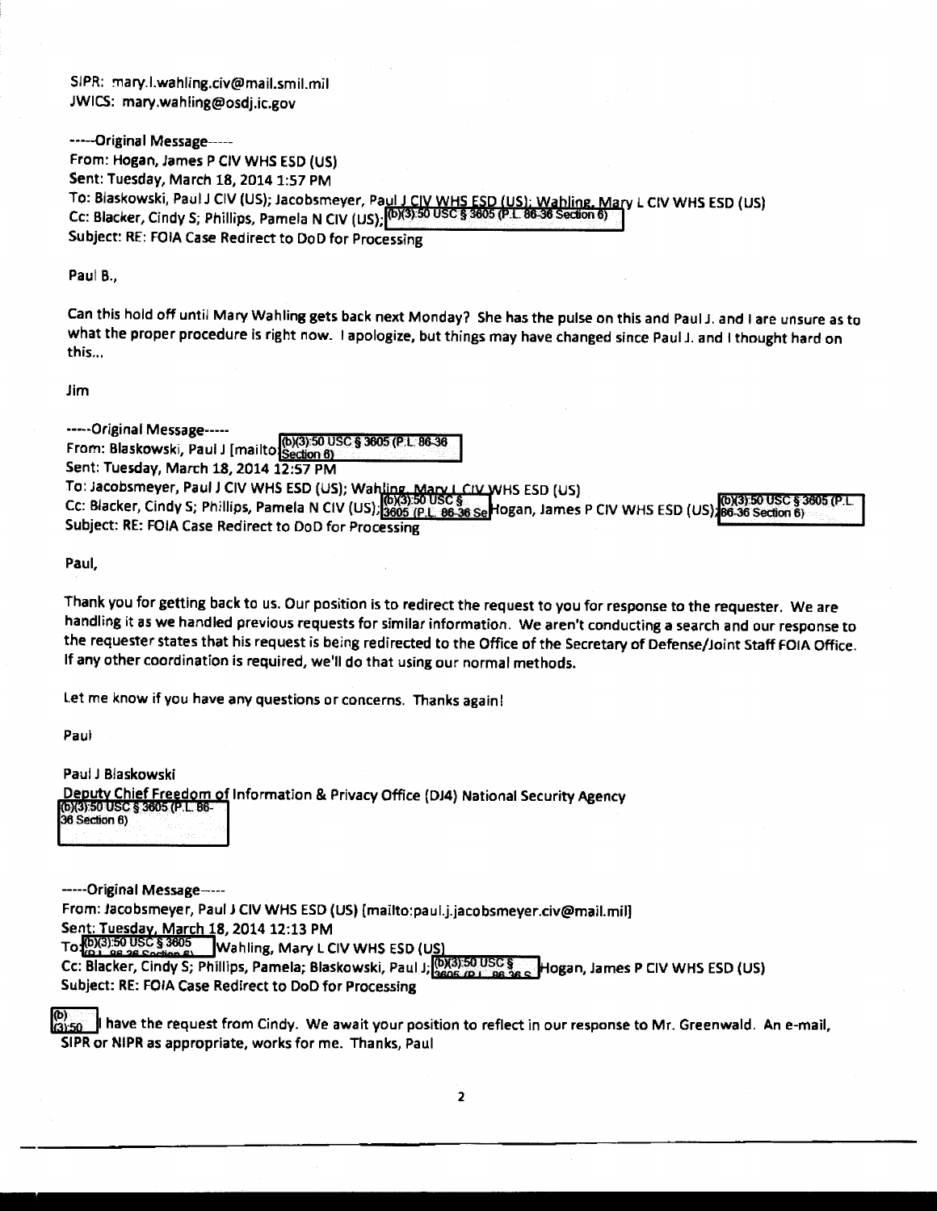SIPR: mary.l.wahling.civ@mail.smil.mil
JWICS: mary.wahling@osdj.ic.gov

-----Original Message-----
From: Hogan, James P CIV WHS ESD (US)
Sent: Tuesday, March 18, 2014 1:57 PM
To: Blaskowski, Paul J CIV (US); Jacobsmeyer, Paul J CIV WHS ESD (US); Wahling, Mary L CIV WHS ESD (US)
Cc: Blacker, Cindy S; Phillips, Pamela N CIV (US); (b)(3):50 USC § 3605 (P.L. 86-36 Section 6)
Subject: RE: FOIA Case Redirect to DoD for Processing

Paul B.,

Can this hold off until Mary Wahling gets back next Monday? She has the pulse on this and Paul J. and I are unsure as to what the proper procedure is right now. I apologize, but things may have changed since Paul J. and I thought hard on this...

Jim

-----Original Message-----
From: Blaskowski, Paul J [mailto:(b)(3):50 USC § 3605 (P.L. 86-36 Section 6)
Sent: Tuesday, March 18, 2014 12:57 PM
To: Jacobsmeyer, Paul J CIV WHS ESD (US); Wahling, Mary L CIV WHS ESD (US)
Cc: Blacker, Cindy S; Phillips, Pamela N CIV (US); (b)(3):50 USC § 3605 (P.L. 86-36 Se Hogan, James P CIV WHS ESD (US); (b)(3):50 USC § 3605 (P.L. 86-36 Section 6)
Subject: RE: FOIA Case Redirect to DoD for Processing

Paul,

Thank you for getting back to us. Our position is to redirect the request to you for response to the requester. We are handling it as we handled previous requests for similar information. We aren't conducting a search and our response to the requester states that his request is being redirected to the Office of the Secretary of Defense/Joint Staff FOIA Office. If any other coordination is required, we'll do that using our normal methods.

Let me know if you have any questions or concerns. Thanks again!

Paul

Paul J Blaskowski
Deputy Chief Freedom of Information & Privacy Office (DJ4) National Security Agency
(b)(3):50 USC § 3605 (P.L. 86-36 Section 6)

-----Original Message-----
From: Jacobsmeyer, Paul J CIV WHS ESD (US) [mailto:paul.j.jacobsmeyer.civ@mail.mil]
Sent: Tuesday, March 18, 2014 12:13 PM
To: (b)(3):50 USC § 3605 (P.L. 86-36 Section 6) Wahling, Mary L CIV WHS ESD (US)
Cc: Blacker, Cindy S; Phillips, Pamela; Blaskowski, Paul J; (b)(3):50 USC § 3605 (P.L. 86-36 S Hogan, James P CIV WHS ESD (US)
Subject: RE: FOIA Case Redirect to DoD for Processing

(b)(3):50 I have the request from Cindy. We await your position to reflect in our response to Mr. Greenwald. An e-mail, SIPR or NIPR as appropriate, works for me. Thanks, Paul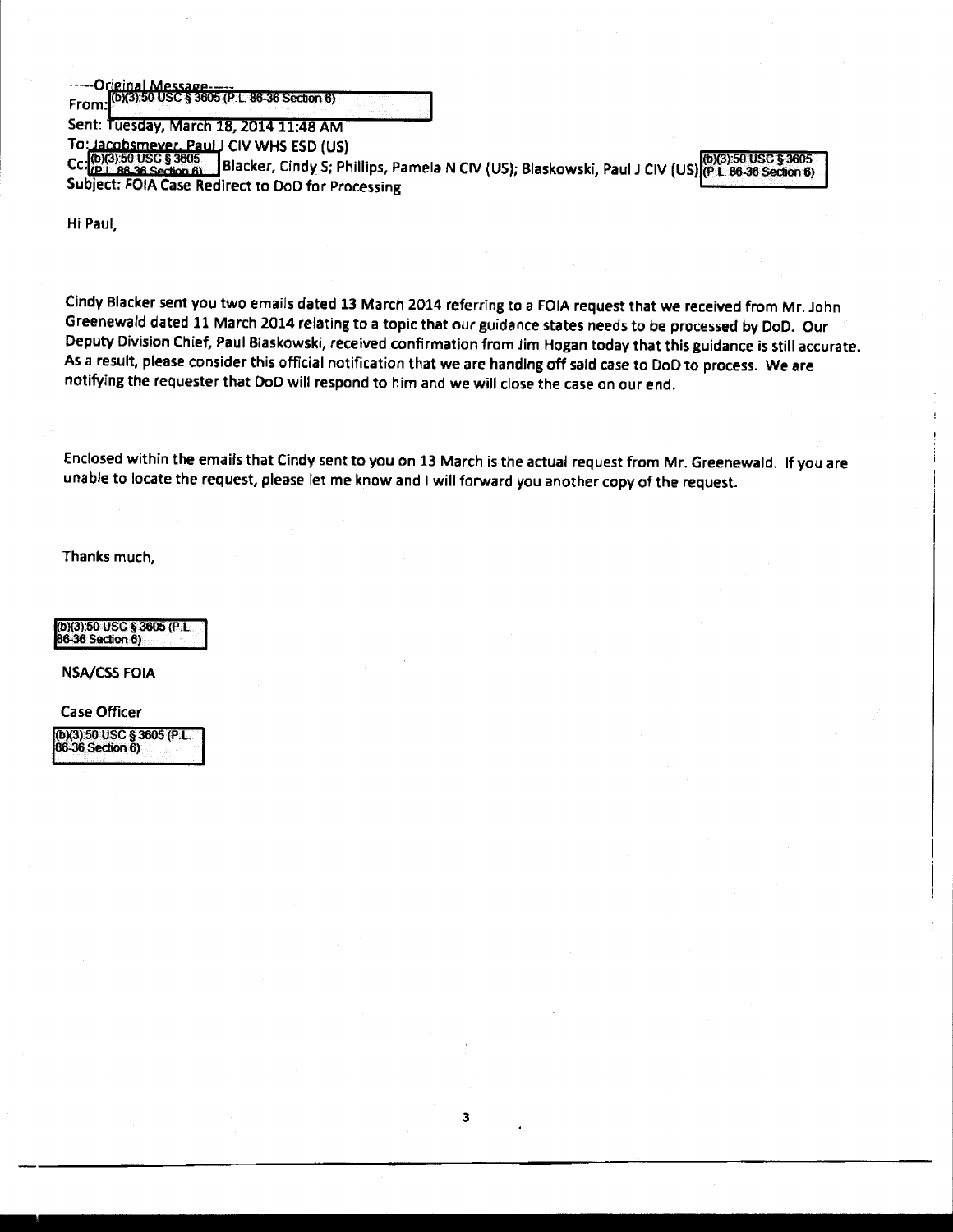-----Original Message-----
From: (b)(3):50 USC § 3605 (P.L. 86-36 Section 6)
Sent: Tuesday, March 18, 2014 11:48 AM
To: Jacobsmeyer, Paul J CIV WHS ESD (US)
Cc: (b)(3):50 USC § 3605 (P.L. 86-36 Section 6) Blacker, Cindy S; Phillips, Pamela N CIV (US); Blaskowski, Paul J CIV (US) (b)(3):50 USC § 3605 (P.L. 86-36 Section 6)
Subject: FOIA Case Redirect to DoD for Processing

Hi Paul,

Cindy Blacker sent you two emails dated 13 March 2014 referring to a FOIA request that we received from Mr. John Greenewald dated 11 March 2014 relating to a topic that our guidance states needs to be processed by DoD. Our Deputy Division Chief, Paul Blaskowski, received confirmation from Jim Hogan today that this guidance is still accurate. As a result, please consider this official notification that we are handing off said case to DoD to process. We are notifying the requester that DoD will respond to him and we will close the case on our end.

Enclosed within the emails that Cindy sent to you on 13 March is the actual request from Mr. Greenewald. If you are unable to locate the request, please let me know and I will forward you another copy of the request.

Thanks much,

(b)(3):50 USC § 3605 (P.L. 86-36 Section 6)

NSA/CSS FOIA

Case Officer

(b)(3):50 USC § 3605 (P.L. 86-36 Section 6)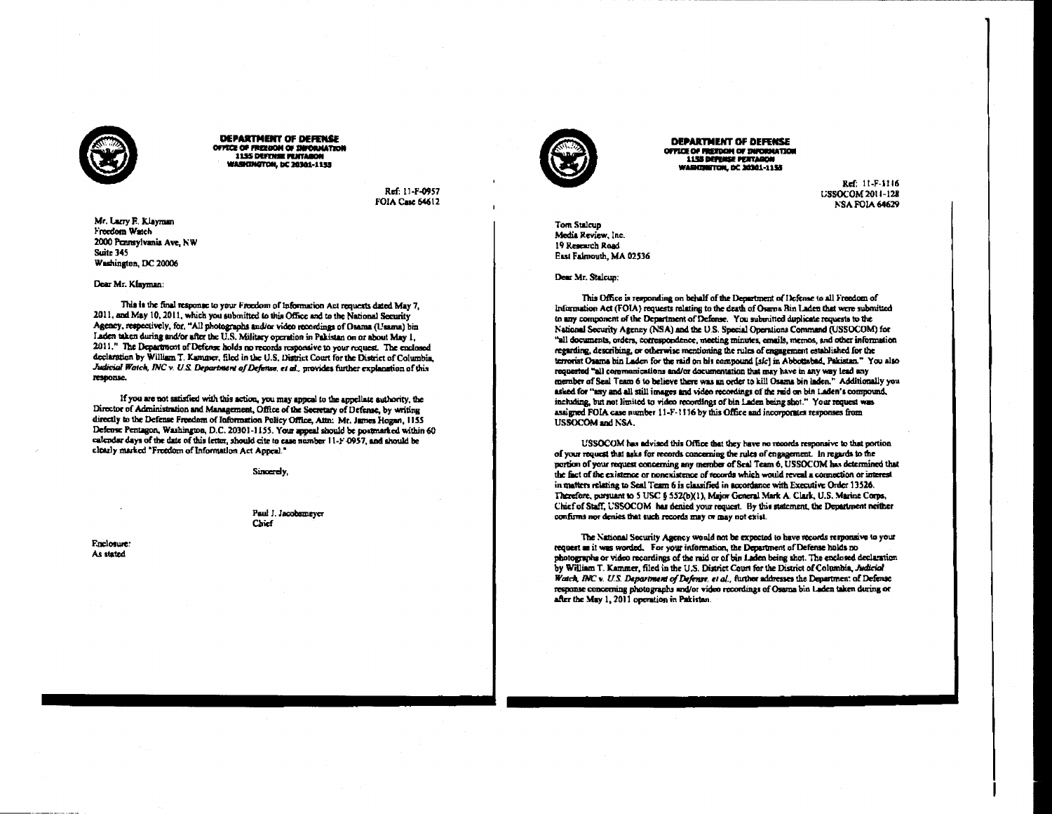**DEPARTMENT OF DEFENSE**
OFFICE OF FREEDOM OF INFORMATION
1155 DEFENSE PENTAGON
WASHINGTON, DC 20301-1155

Ref: 11-F-0957
FOIA Case 64612

Mr. Larry E. Klayman
Freedom Watch
2000 Pennsylvania Ave, NW
Suite 345
Washington, DC 20006

Dear Mr. Klayman:

This is the final response to your Freedom of Information Act requests dated May 7, 2011, and May 10, 2011, which you submitted to this Office and to the National Security Agency, respectively, for, "All photographs and/or video recordings of Osama (Usama) bin Laden taken during and/or after the U.S. Military operation in Pakistan on or about May 1, 2011." The Department of Defense holds no records responsive to your request. The enclosed declaration by William T. Kammer, filed in the U.S. District Court for the District of Columbia, *Judicial Watch, INC v. U.S. Department of Defense, et al.*, provides further explanation of this response.

If you are not satisfied with this action, you may appeal to the appellate authority, the Director of Administration and Management, Office of the Secretary of Defense, by writing directly to the Defense Freedom of Information Policy Office, Attn: Mr. James Hogan, 1155 Defense Pentagon, Washington, D.C. 20301-1155. Your appeal should be postmarked within 60 calendar days of the date of this letter, should cite to case number 11-F-0957, and should be clearly marked "Freedom of Information Act Appeal."

Sincerely,

Paul J. Jacobsmeyer
Chief

Enclosure:
As stated

---

**DEPARTMENT OF DEFENSE**
OFFICE OF FREEDOM OF INFORMATION
1155 DEFENSE PENTAGON
WASHINGTON, DC 20301-1155

Ref: 11-F-1116
USSOCOM 2011-128
NSA FOIA 64629

Tom Stalcup
Media Review, Inc.
19 Research Road
East Falmouth, MA 02536

Dear Mr. Stalcup:

This Office is responding on behalf of the Department of Defense to all Freedom of Information Act (FOIA) requests relating to the death of Osama Bin Laden that were submitted to any component of the Department of Defense. You submitted duplicate requests to the National Security Agency (NSA) and the U.S. Special Operations Command (USSOCOM) for "all documents, orders, correspondence, meeting minutes, emails, memos, and other information regarding, describing, or otherwise mentioning the rules of engagement established for the terrorist Osama bin Laden for the raid on his compound [*sic*] in Abbottabad, Pakistan." You also requested "all communications and/or documentation that may have in any way lead any member of Seal Team 6 to believe there was an order to kill Osama bin laden." Additionally you asked for "any and all still images and video recordings of the raid on bin Laden's compound, including, but not limited to video recordings of bin Laden being shot." Your request was assigned FOIA case number 11-F-1116 by this Office and incorporates responses from USSOCOM and NSA.

USSOCOM has advised this Office that they have no records responsive to that portion of your request that asks for records concerning the rules of engagement. In regards to the portion of your request concerning any member of Seal Team 6, USSOCOM has determined that the fact of the existence or nonexistence of records which would reveal a connection or interest in matters relating to Seal Team 6 is classified in accordance with Executive Order 13526. Therefore, pursuant to 5 USC § 552(b)(1), Major General Mark A. Clark, U.S. Marine Corps, Chief of Staff, USSOCOM has denied your request. By this statement, the Department neither confirms nor denies that such records may or may not exist.

The National Security Agency would not be expected to have records responsive to your request as it was worded. For your information, the Department of Defense holds no photographs or video recordings of the raid or of bin Laden being shot. The enclosed declaration by William T. Kammer, filed in the U.S. District Court for the District of Columbia, *Judicial Watch, INC v. U.S. Department of Defense, et al.*, further addresses the Department of Defense response concerning photographs and/or video recordings of Osama bin Laden taken during or after the May 1, 2011 operation in Pakistan.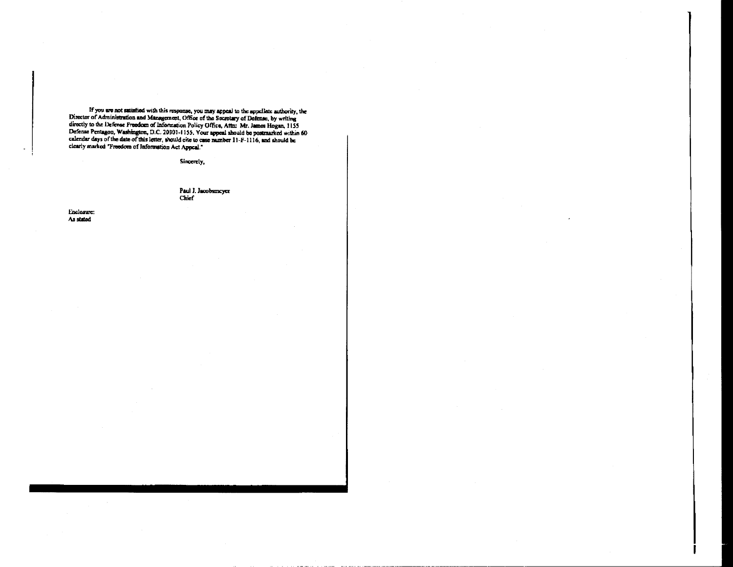If you are not satisfied with this response, you may appeal to the appellate authority, the Director of Administration and Management, Office of the Secretary of Defense, by writing directly to the Defense Freedom of Information Policy Office, Attn: Mr. James Hogan, 1155 Defense Pentagon, Washington, D.C. 20301-1155. Your appeal should be postmarked within 60 calendar days of the date of this letter, should cite to case number 11-F-1116, and should be clearly marked "Freedom of Information Act Appeal."

Sincerely,

Paul J. Jacobsmeyer
Chief

Enclosure:
As stated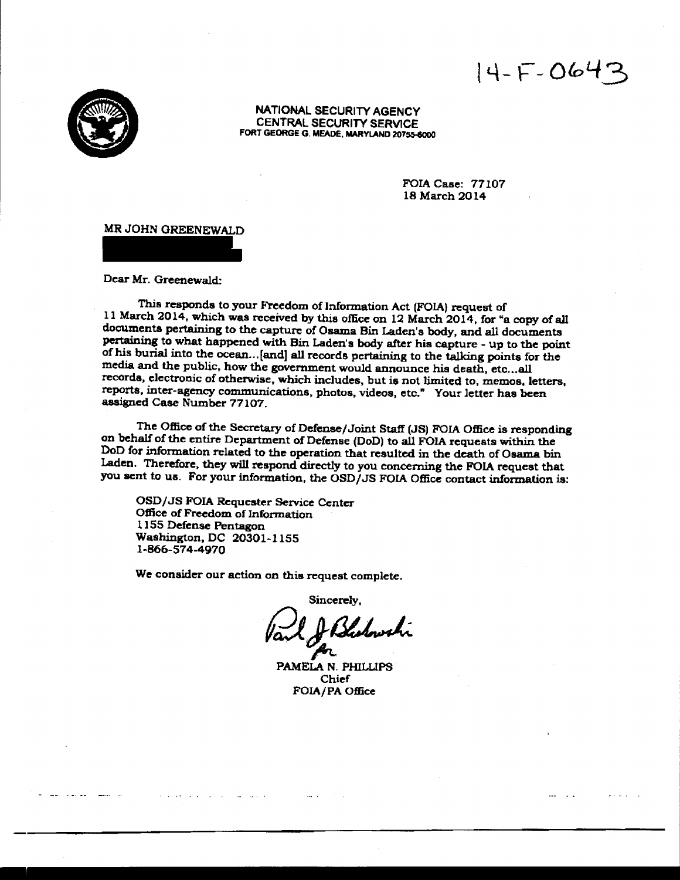14-F-0643

NATIONAL SECURITY AGENCY
CENTRAL SECURITY SERVICE
FORT GEORGE G. MEADE, MARYLAND 20755-6000

FOIA Case: 77107
18 March 2014

MR JOHN GREENEWALD

Dear Mr. Greenewald:

This responds to your Freedom of Information Act (FOIA) request of 11 March 2014, which was received by this office on 12 March 2014, for "a copy of all documents pertaining to the capture of Osama Bin Laden's body, and all documents pertaining to what happened with Bin Laden's body after his capture - up to the point of his burial into the ocean...[and] all records pertaining to the talking points for the media and the public, how the government would announce his death, etc...all records, electronic of otherwise, which includes, but is not limited to, memos, letters, reports, inter-agency communications, photos, videos, etc." Your letter has been assigned Case Number 77107.

The Office of the Secretary of Defense/Joint Staff (JS) FOIA Office is responding on behalf of the entire Department of Defense (DoD) to all FOIA requests within the DoD for information related to the operation that resulted in the death of Osama bin Laden. Therefore, they will respond directly to you concerning the FOIA request that you sent to us. For your information, the OSD/JS FOIA Office contact information is:

OSD/JS FOIA Requester Service Center
Office of Freedom of Information
1155 Defense Pentagon
Washington, DC 20301-1155
1-866-574-4970

We consider our action on this request complete.

Sincerely,

Paul J Blahowski
for
PAMELA N. PHILLIPS
Chief
FOIA/PA Office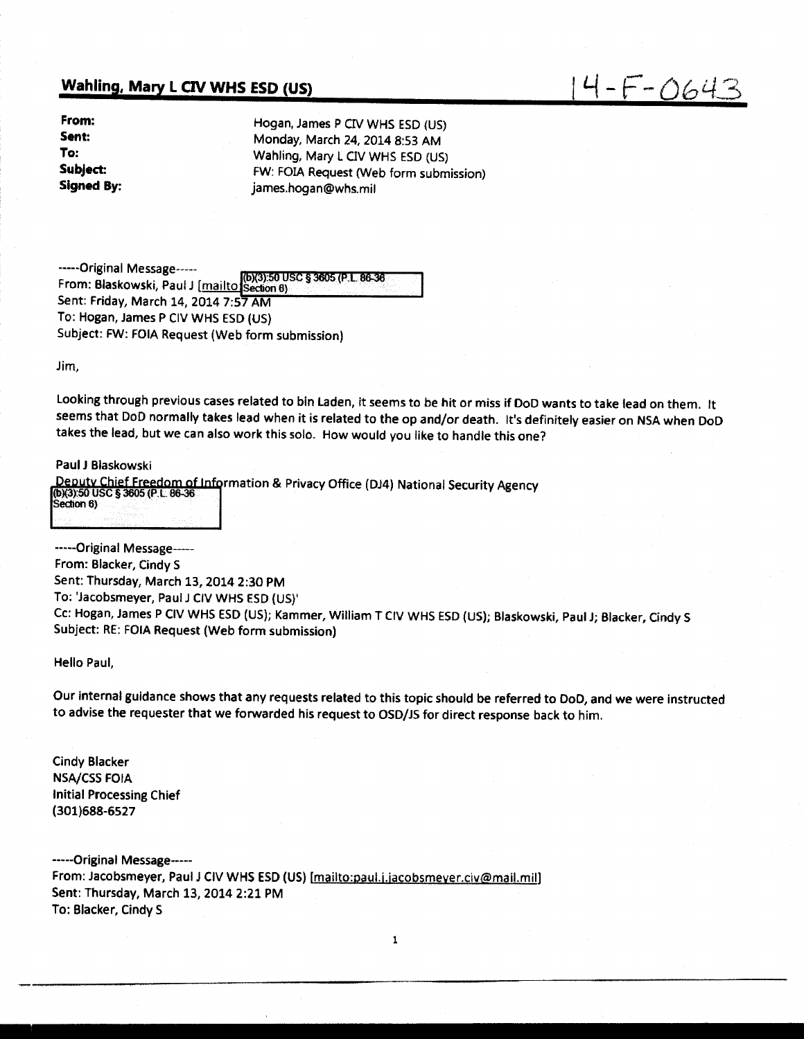**Wahling, Mary L CIV WHS ESD (US)**

14-F-0643

**From:** Hogan, James P CIV WHS ESD (US)
**Sent:** Monday, March 24, 2014 8:53 AM
**To:** Wahling, Mary L CIV WHS ESD (US)
**Subject:** FW: FOIA Request (Web form submission)
**Signed By:** james.hogan@whs.mil

-----Original Message-----
From: Blaskowski, Paul J [mailto (b)(3):50 USC § 3605 (P.L. 86-36 Section 6)]
Sent: Friday, March 14, 2014 7:57 AM
To: Hogan, James P CIV WHS ESD (US)
Subject: FW: FOIA Request (Web form submission)

Jim,

Looking through previous cases related to bin Laden, it seems to be hit or miss if DoD wants to take lead on them. It seems that DoD normally takes lead when it is related to the op and/or death. It's definitely easier on NSA when DoD takes the lead, but we can also work this solo. How would you like to handle this one?

Paul J Blaskowski
Deputy Chief Freedom of Information & Privacy Office (DJ4) National Security Agency
(b)(3):50 USC § 3605 (P.L. 86-36 Section 6)

-----Original Message-----
From: Blacker, Cindy S
Sent: Thursday, March 13, 2014 2:30 PM
To: 'Jacobsmeyer, Paul J CIV WHS ESD (US)'
Cc: Hogan, James P CIV WHS ESD (US); Kammer, William T CIV WHS ESD (US); Blaskowski, Paul J; Blacker, Cindy S
Subject: RE: FOIA Request (Web form submission)

Hello Paul,

Our internal guidance shows that any requests related to this topic should be referred to DoD, and we were instructed to advise the requester that we forwarded his request to OSD/JS for direct response back to him.

Cindy Blacker
NSA/CSS FOIA
Initial Processing Chief
(301)688-6527

-----Original Message-----
From: Jacobsmeyer, Paul J CIV WHS ESD (US) [mailto:paul.j.jacobsmeyer.civ@mail.mil]
Sent: Thursday, March 13, 2014 2:21 PM
To: Blacker, Cindy S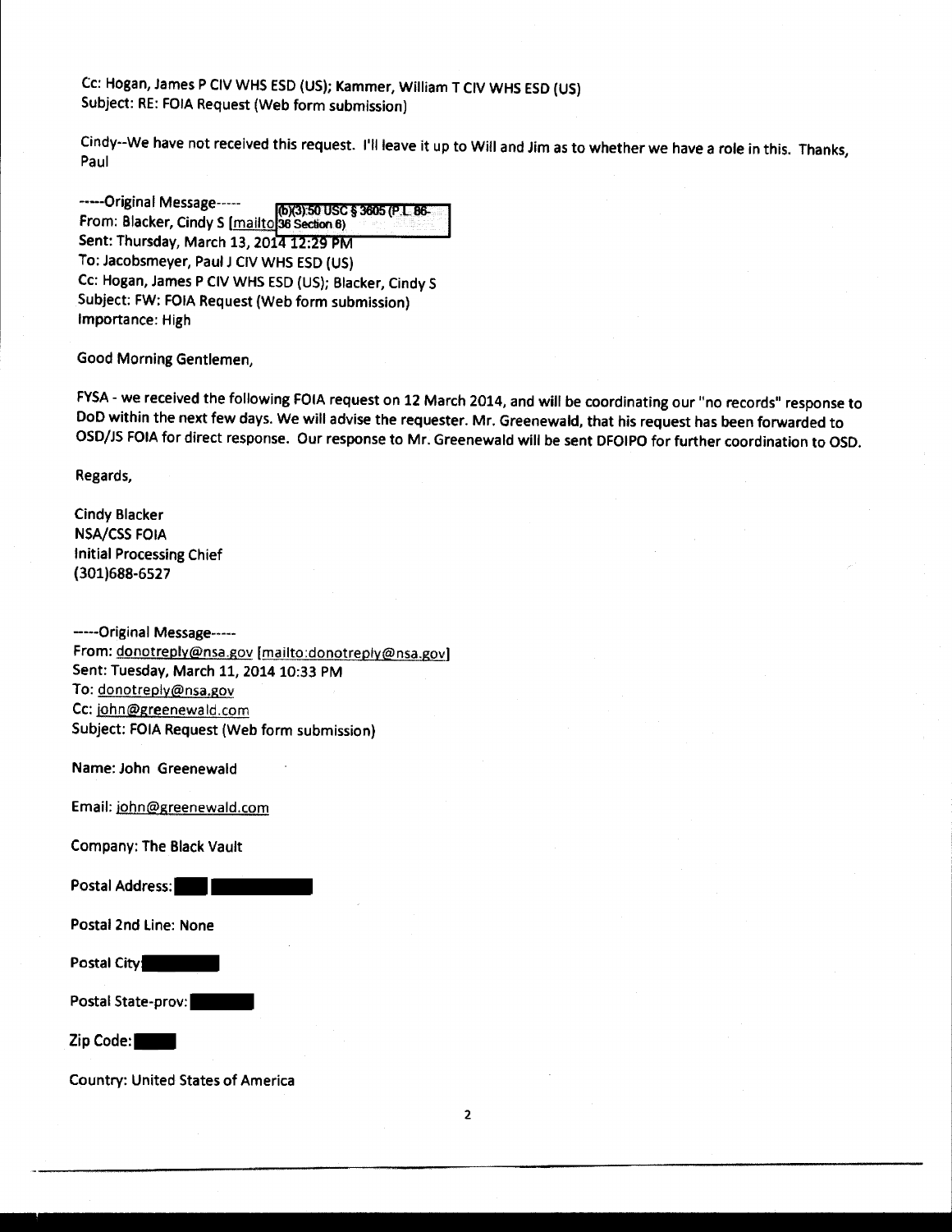Cc: Hogan, James P CIV WHS ESD (US); Kammer, William T CIV WHS ESD (US)
Subject: RE: FOIA Request (Web form submission)

Cindy--We have not received this request. I'll leave it up to Will and Jim as to whether we have a role in this. Thanks, Paul

-----Original Message-----
From: Blacker, Cindy S [mailto (b)(3):50 USC § 3605 (P.L. 86-36 Section 6)
Sent: Thursday, March 13, 2014 12:29 PM
To: Jacobsmeyer, Paul J CIV WHS ESD (US)
Cc: Hogan, James P CIV WHS ESD (US); Blacker, Cindy S
Subject: FW: FOIA Request (Web form submission)
Importance: High

Good Morning Gentlemen,

FYSA - we received the following FOIA request on 12 March 2014, and will be coordinating our "no records" response to DoD within the next few days. We will advise the requester. Mr. Greenewald, that his request has been forwarded to OSD/JS FOIA for direct response. Our response to Mr. Greenewald will be sent DFOIPO for further coordination to OSD.

Regards,

Cindy Blacker
NSA/CSS FOIA
Initial Processing Chief
(301)688-6527

-----Original Message-----
From: donotreply@nsa.gov [mailto:donotreply@nsa.gov]
Sent: Tuesday, March 11, 2014 10:33 PM
To: donotreply@nsa.gov
Cc: john@greenewald.com
Subject: FOIA Request (Web form submission)

Name: John Greenewald

Email: john@greenewald.com

Company: The Black Vault

Postal Address: [REDACTED]

Postal 2nd Line: None

Postal City: [REDACTED]

Postal State-prov: [REDACTED]

Zip Code: [REDACTED]

Country: United States of America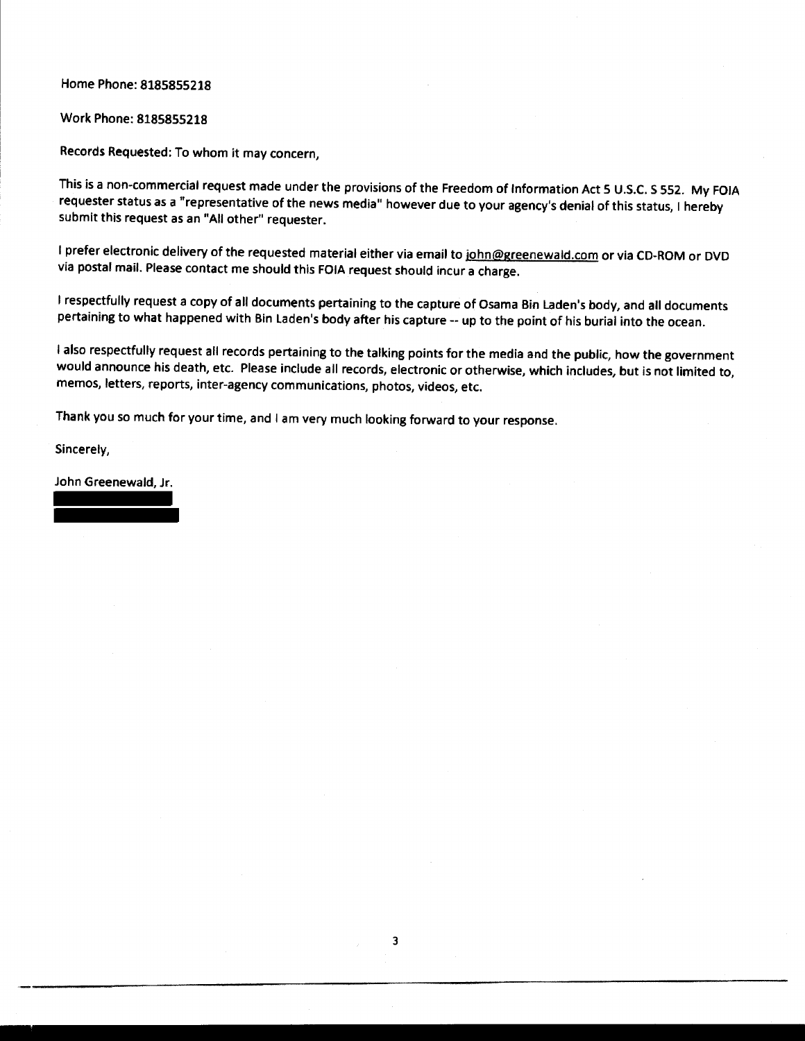Home Phone: 8185855218

Work Phone: 8185855218

Records Requested: To whom it may concern,

This is a non-commercial request made under the provisions of the Freedom of Information Act 5 U.S.C. S 552. My FOIA requester status as a "representative of the news media" however due to your agency's denial of this status, I hereby submit this request as an "All other" requester.

I prefer electronic delivery of the requested material either via email to john@greenewald.com or via CD-ROM or DVD via postal mail. Please contact me should this FOIA request should incur a charge.

I respectfully request a copy of all documents pertaining to the capture of Osama Bin Laden's body, and all documents pertaining to what happened with Bin Laden's body after his capture -- up to the point of his burial into the ocean.

I also respectfully request all records pertaining to the talking points for the media and the public, how the government would announce his death, etc. Please include all records, electronic or otherwise, which includes, but is not limited to, memos, letters, reports, inter-agency communications, photos, videos, etc.

Thank you so much for your time, and I am very much looking forward to your response.

Sincerely,

John Greenewald, Jr.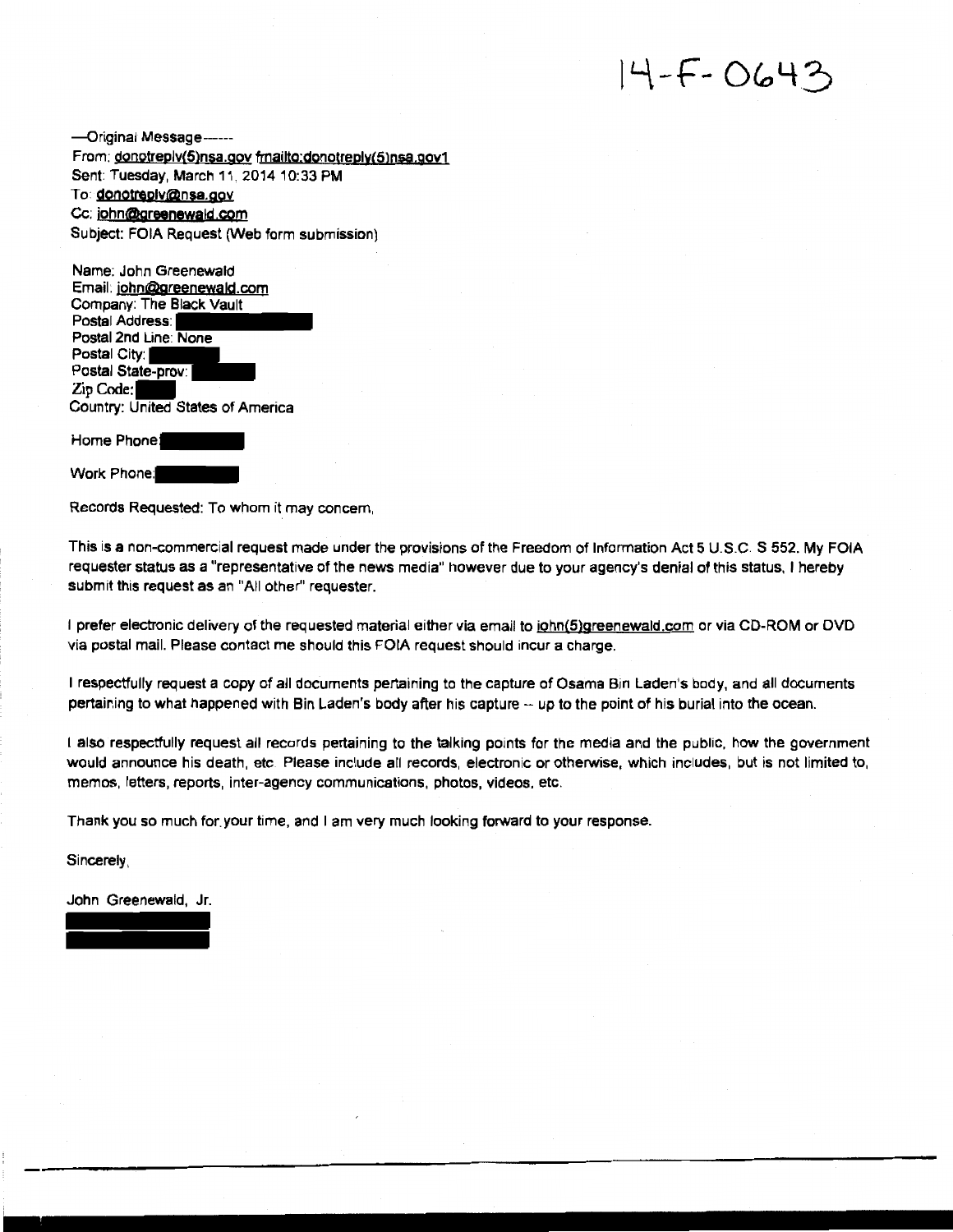14-F-0643

—Original Message——
From: donotreply(5)nsa.gov [mailto:donotreply(5)nsa.gov]
Sent: Tuesday, March 11, 2014 10:33 PM
To: donotreply@nsa.gov
Cc: john@greenewald.com
Subject: FOIA Request (Web form submission)

Name: John Greenewald
Email: john@greenewald.com
Company: The Black Vault
Postal Address: [REDACTED]
Postal 2nd Line: None
Postal City: [REDACTED]
Postal State-prov: [REDACTED]
Zip Code: [REDACTED]
Country: United States of America

Home Phone: [REDACTED]

Work Phone: [REDACTED]

Records Requested: To whom it may concern,

This is a non-commercial request made under the provisions of the Freedom of Information Act 5 U.S.C. S 552. My FOIA requester status as a "representative of the news media" however due to your agency's denial of this status, I hereby submit this request as an "All other" requester.

I prefer electronic delivery of the requested material either via email to john(5)greenewald.com or via CD-ROM or DVD via postal mail. Please contact me should this FOIA request should incur a charge.

I respectfully request a copy of all documents pertaining to the capture of Osama Bin Laden's body, and all documents pertaining to what happened with Bin Laden's body after his capture -- up to the point of his burial into the ocean.

I also respectfully request all records pertaining to the talking points for the media and the public, how the government would announce his death, etc. Please include all records, electronic or otherwise, which includes, but is not limited to, memos, letters, reports, inter-agency communications, photos, videos, etc.

Thank you so much for your time, and I am very much looking forward to your response.

Sincerely,

John Greenewald, Jr.

[REDACTED]
[REDACTED]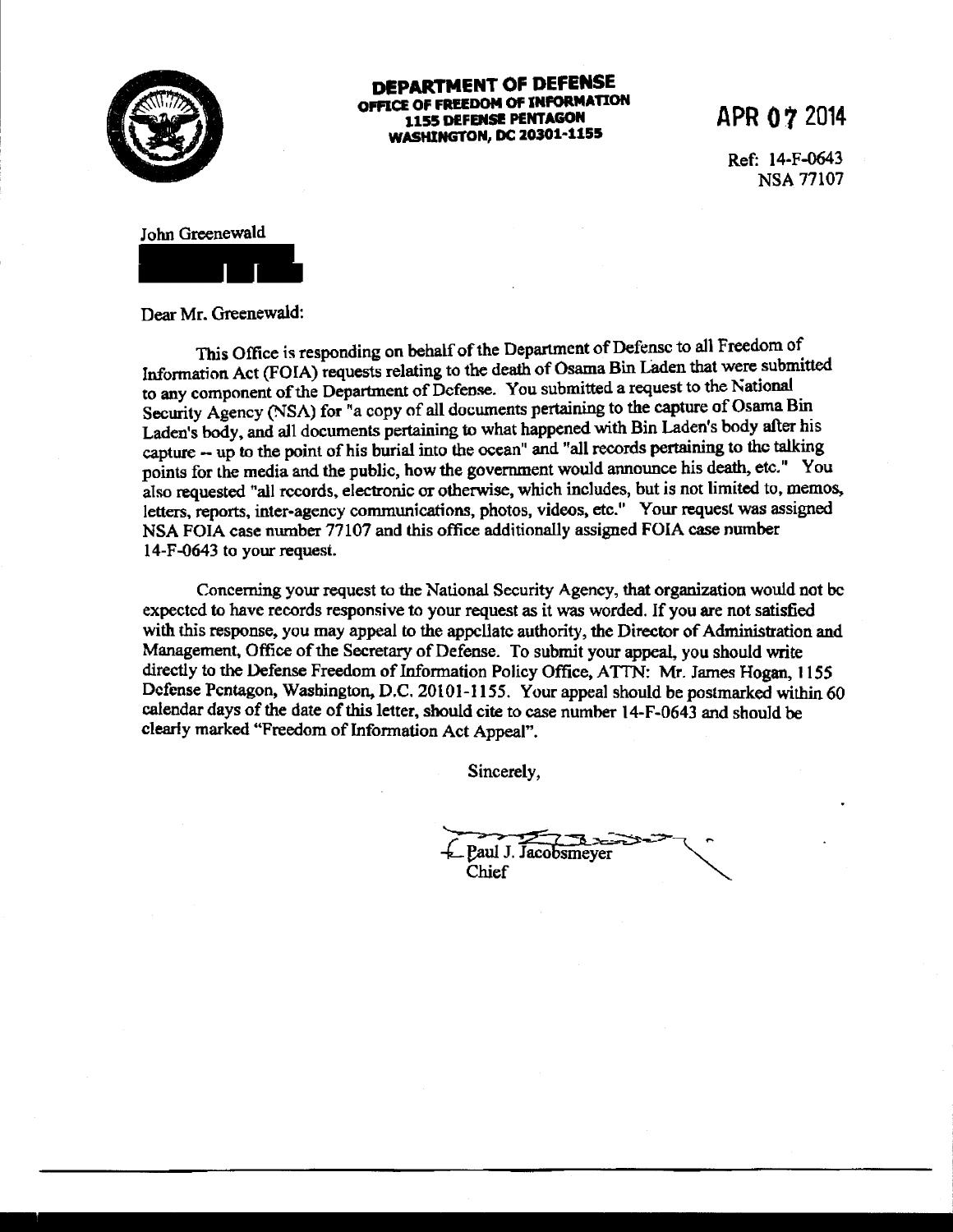**DEPARTMENT OF DEFENSE**
**OFFICE OF FREEDOM OF INFORMATION**
**1155 DEFENSE PENTAGON**
**WASHINGTON, DC 20301-1155**

APR 07 2014

Ref: 14-F-0643
NSA 77107

John Greenewald

Dear Mr. Greenewald:

This Office is responding on behalf of the Department of Defense to all Freedom of Information Act (FOIA) requests relating to the death of Osama Bin Laden that were submitted to any component of the Department of Defense. You submitted a request to the National Security Agency (NSA) for "a copy of all documents pertaining to the capture of Osama Bin Laden's body, and all documents pertaining to what happened with Bin Laden's body after his capture -- up to the point of his burial into the ocean" and "all records pertaining to the talking points for the media and the public, how the government would announce his death, etc." You also requested "all records, electronic or otherwise, which includes, but is not limited to, memos, letters, reports, inter-agency communications, photos, videos, etc." Your request was assigned NSA FOIA case number 77107 and this office additionally assigned FOIA case number 14-F-0643 to your request.

Concerning your request to the National Security Agency, that organization would not be expected to have records responsive to your request as it was worded. If you are not satisfied with this response, you may appeal to the appellate authority, the Director of Administration and Management, Office of the Secretary of Defense. To submit your appeal, you should write directly to the Defense Freedom of Information Policy Office, ATTN: Mr. James Hogan, 1155 Defense Pentagon, Washington, D.C. 20101-1155. Your appeal should be postmarked within 60 calendar days of the date of this letter, should cite to case number 14-F-0643 and should be clearly marked "Freedom of Information Act Appeal".

Sincerely,

Paul J. Jacobsmeyer
Chief